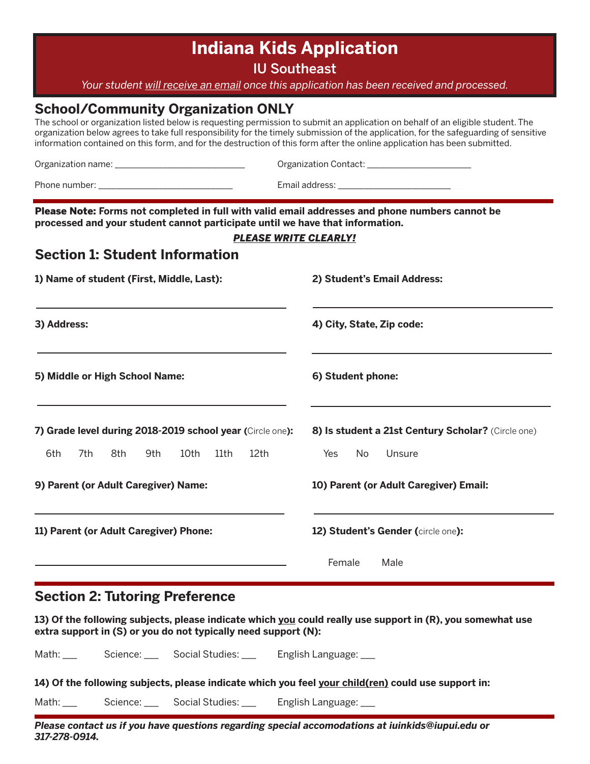# Indiana Kids Application

## IU Southeast

*Your student will receive an email once this application has been received and processed.*

## School/Community Organization ONLY

The school or organization listed below is requesting permission to submit an application on behalf of an eligible student. The organization below agrees to take full responsibility for the timely submission of the application, for the safeguarding of sensitive information contained on this form, and for the destruction of this form after the online application has been submitted.

Organization name: ___________________________ Organization Contact: _____________________

Phone number: ____________________________ Email address: _______________________

**Please Note: Forms not completed in full with valid email addresses and phone numbers cannot be processed and your student cannot participate until we have that information.**

***PLEASE WRITE CLEARLY!***

## Section 1: Student Information

**1) Name of student (First, Middle, Last):**

_______________________________________________

**2) Student's Email Address:**

_______________________________________________

**3) Address:**

_______________________________________________

**4) City, State, Zip code:**

_______________________________________________

**5) Middle or High School Name:**

_______________________________________________

**6) Student phone:**

_______________________________________________

**7) Grade level during 2018-2019 school year (**Circle one**):**

6th 7th 8th 9th 10th 11th 12th

**8) Is student a 21st Century Scholar?** (Circle one)

Yes No Unsure

**9) Parent (or Adult Caregiver) Name:**

_______________________________________________

**10) Parent (or Adult Caregiver) Email:**

_______________________________________________

**11) Parent (or Adult Caregiver) Phone:**

_______________________________________________

**12) Student's Gender (**circle one**):**

Female Male

## Section 2: Tutoring Preference

**13) Of the following subjects, please indicate which you could really use support in (R), you somewhat use extra support in (S) or you do not typically need support (N):**

Math: ___ Science: ___ Social Studies: ___ English Language: ___

**14) Of the following subjects, please indicate which you feel your child(ren) could use support in:**

Math: ___ Science: ___ Social Studies: ___ English Language: ___

***Please contact us if you have questions regarding special accomodations at iuinkids@iupui.edu or 317-278-0914.***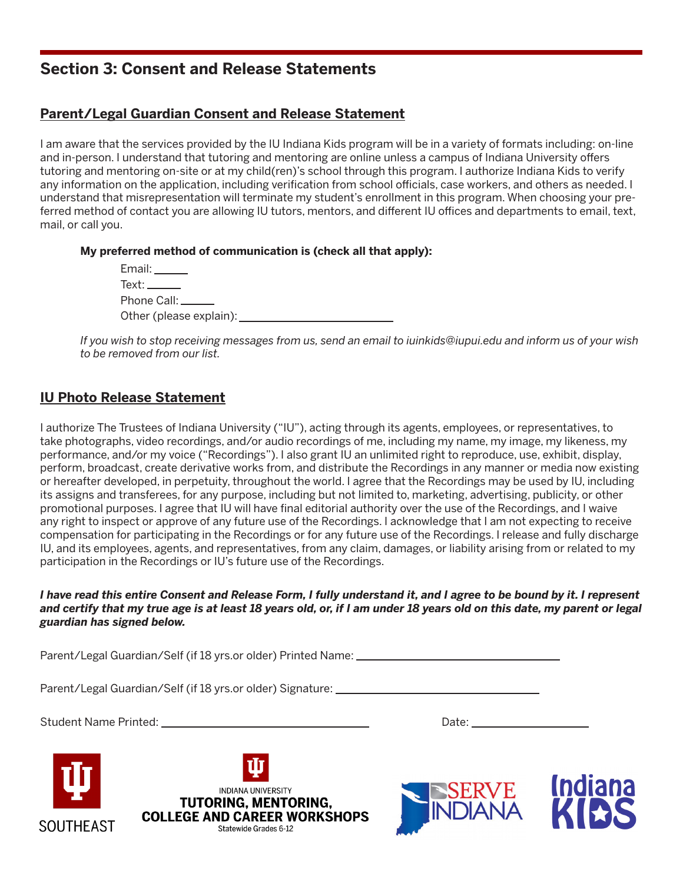## Section 3: Consent and Release Statements

### Parent/Legal Guardian Consent and Release Statement

I am aware that the services provided by the IU Indiana Kids program will be in a variety of formats including: on-line and in-person. I understand that tutoring and mentoring are online unless a campus of Indiana University offers tutoring and mentoring on-site or at my child(ren)'s school through this program. I authorize Indiana Kids to verify any information on the application, including verification from school officials, case workers, and others as needed. I understand that misrepresentation will terminate my student's enrollment in this program. When choosing your preferred method of contact you are allowing IU tutors, mentors, and different IU offices and departments to email, text, mail, or call you.

**My preferred method of communication is (check all that apply):**

Email: ______
Text: ______
Phone Call: ______
Other (please explain): __________________________

*If you wish to stop receiving messages from us, send an email to iuinkids@iupui.edu and inform us of your wish to be removed from our list.*

### IU Photo Release Statement

I authorize The Trustees of Indiana University ("IU"), acting through its agents, employees, or representatives, to take photographs, video recordings, and/or audio recordings of me, including my name, my image, my likeness, my performance, and/or my voice ("Recordings"). I also grant IU an unlimited right to reproduce, use, exhibit, display, perform, broadcast, create derivative works from, and distribute the Recordings in any manner or media now existing or hereafter developed, in perpetuity, throughout the world. I agree that the Recordings may be used by IU, including its assigns and transferees, for any purpose, including but not limited to, marketing, advertising, publicity, or other promotional purposes. I agree that IU will have final editorial authority over the use of the Recordings, and I waive any right to inspect or approve of any future use of the Recordings. I acknowledge that I am not expecting to receive compensation for participating in the Recordings or for any future use of the Recordings. I release and fully discharge IU, and its employees, agents, and representatives, from any claim, damages, or liability arising from or related to my participation in the Recordings or IU's future use of the Recordings.

***I have read this entire Consent and Release Form, I fully understand it, and I agree to be bound by it. I represent and certify that my true age is at least 18 years old, or, if I am under 18 years old on this date, my parent or legal guardian has signed below.***

Parent/Legal Guardian/Self (if 18 yrs.or older) Printed Name: ________________________________

Parent/Legal Guardian/Self (if 18 yrs.or older) Signature: ________________________________

Student Name Printed: ________________________________ Date: __________________

SOUTHEAST

INDIANA UNIVERSITY
TUTORING, MENTORING, COLLEGE AND CAREER WORKSHOPS
Statewide Grades 6-12

SERVE INDIANA

Indiana KIDS